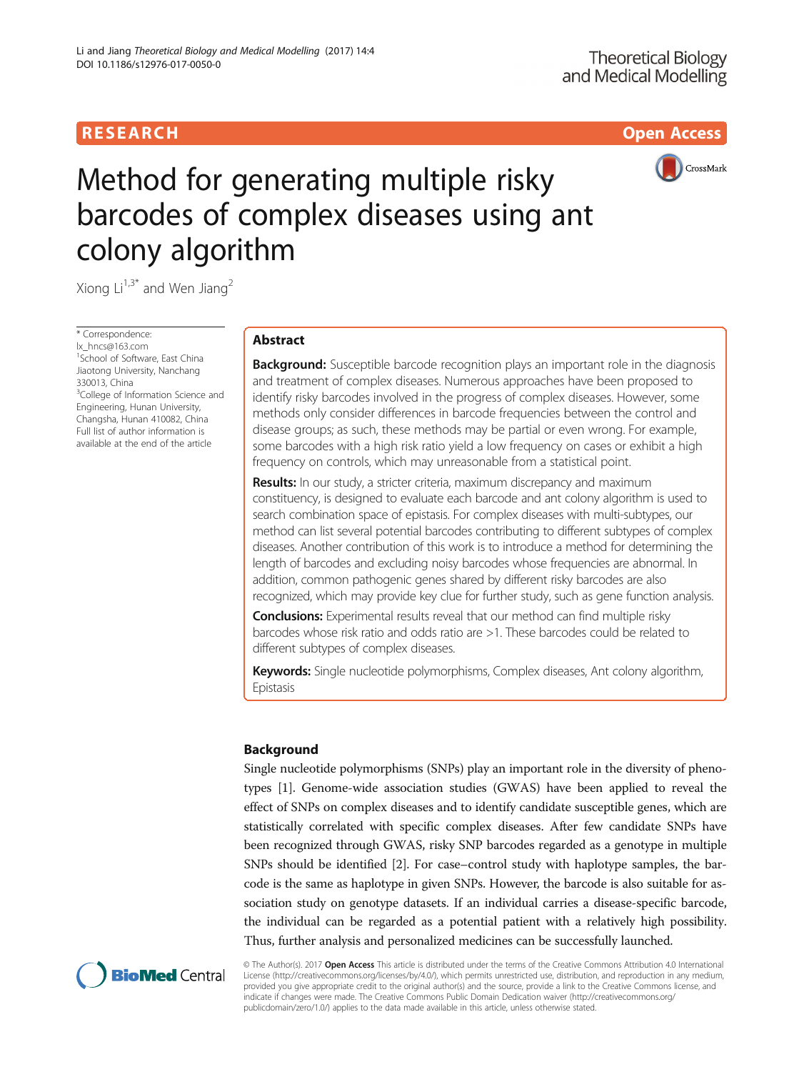RESEARCH

Open Access

# Method for generating multiple risky barcodes of complex diseases using ant colony algorithm

Xiong Li[1,3*] and Wen Jiang[2]

\* Correspondence: lx_hncs@163.com
[1]School of Software, East China Jiaotong University, Nanchang 330013, China
[3]College of Information Science and Engineering, Hunan University, Changsha, Hunan 410082, China
Full list of author information is available at the end of the article

## Abstract

**Background:** Susceptible barcode recognition plays an important role in the diagnosis and treatment of complex diseases. Numerous approaches have been proposed to identify risky barcodes involved in the progress of complex diseases. However, some methods only consider differences in barcode frequencies between the control and disease groups; as such, these methods may be partial or even wrong. For example, some barcodes with a high risk ratio yield a low frequency on cases or exhibit a high frequency on controls, which may unreasonable from a statistical point.

**Results:** In our study, a stricter criteria, maximum discrepancy and maximum constituency, is designed to evaluate each barcode and ant colony algorithm is used to search combination space of epistasis. For complex diseases with multi-subtypes, our method can list several potential barcodes contributing to different subtypes of complex diseases. Another contribution of this work is to introduce a method for determining the length of barcodes and excluding noisy barcodes whose frequencies are abnormal. In addition, common pathogenic genes shared by different risky barcodes are also recognized, which may provide key clue for further study, such as gene function analysis.

**Conclusions:** Experimental results reveal that our method can find multiple risky barcodes whose risk ratio and odds ratio are >1. These barcodes could be related to different subtypes of complex diseases.

**Keywords:** Single nucleotide polymorphisms, Complex diseases, Ant colony algorithm, Epistasis

## Background

Single nucleotide polymorphisms (SNPs) play an important role in the diversity of phenotypes [1]. Genome-wide association studies (GWAS) have been applied to reveal the effect of SNPs on complex diseases and to identify candidate susceptible genes, which are statistically correlated with specific complex diseases. After few candidate SNPs have been recognized through GWAS, risky SNP barcodes regarded as a genotype in multiple SNPs should be identified [2]. For case–control study with haplotype samples, the barcode is the same as haplotype in given SNPs. However, the barcode is also suitable for association study on genotype datasets. If an individual carries a disease-specific barcode, the individual can be regarded as a potential patient with a relatively high possibility. Thus, further analysis and personalized medicines can be successfully launched.

© The Author(s). 2017 **Open Access** This article is distributed under the terms of the Creative Commons Attribution 4.0 International License (http://creativecommons.org/licenses/by/4.0/), which permits unrestricted use, distribution, and reproduction in any medium, provided you give appropriate credit to the original author(s) and the source, provide a link to the Creative Commons license, and indicate if changes were made. The Creative Commons Public Domain Dedication waiver (http://creativecommons.org/publicdomain/zero/1.0/) applies to the data made available in this article, unless otherwise stated.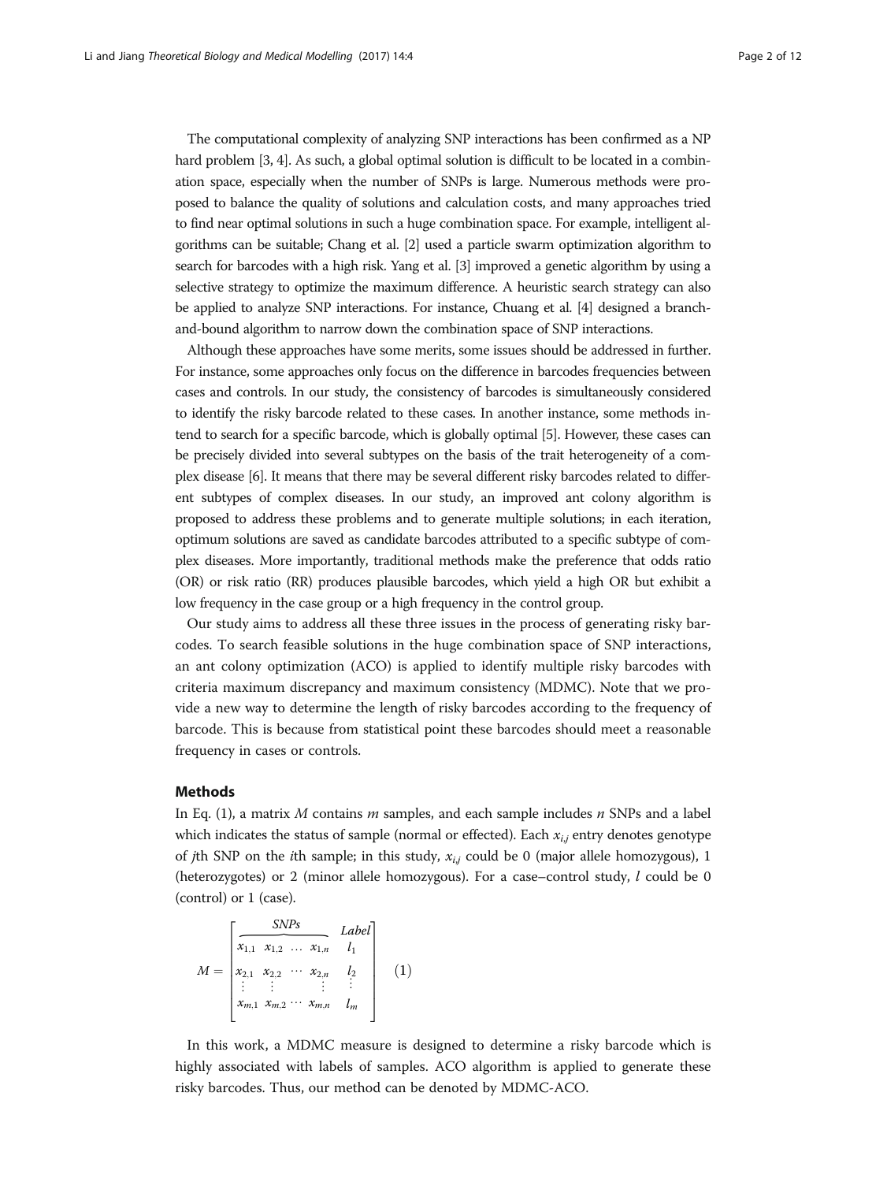The computational complexity of analyzing SNP interactions has been confirmed as a NP hard problem [3, 4]. As such, a global optimal solution is difficult to be located in a combination space, especially when the number of SNPs is large. Numerous methods were proposed to balance the quality of solutions and calculation costs, and many approaches tried to find near optimal solutions in such a huge combination space. For example, intelligent algorithms can be suitable; Chang et al. [2] used a particle swarm optimization algorithm to search for barcodes with a high risk. Yang et al. [3] improved a genetic algorithm by using a selective strategy to optimize the maximum difference. A heuristic search strategy can also be applied to analyze SNP interactions. For instance, Chuang et al. [4] designed a branch-and-bound algorithm to narrow down the combination space of SNP interactions.

Although these approaches have some merits, some issues should be addressed in further. For instance, some approaches only focus on the difference in barcodes frequencies between cases and controls. In our study, the consistency of barcodes is simultaneously considered to identify the risky barcode related to these cases. In another instance, some methods intend to search for a specific barcode, which is globally optimal [5]. However, these cases can be precisely divided into several subtypes on the basis of the trait heterogeneity of a complex disease [6]. It means that there may be several different risky barcodes related to different subtypes of complex diseases. In our study, an improved ant colony algorithm is proposed to address these problems and to generate multiple solutions; in each iteration, optimum solutions are saved as candidate barcodes attributed to a specific subtype of complex diseases. More importantly, traditional methods make the preference that odds ratio (OR) or risk ratio (RR) produces plausible barcodes, which yield a high OR but exhibit a low frequency in the case group or a high frequency in the control group.

Our study aims to address all these three issues in the process of generating risky barcodes. To search feasible solutions in the huge combination space of SNP interactions, an ant colony optimization (ACO) is applied to identify multiple risky barcodes with criteria maximum discrepancy and maximum consistency (MDMC). Note that we provide a new way to determine the length of risky barcodes according to the frequency of barcode. This is because from statistical point these barcodes should meet a reasonable frequency in cases or controls.

## Methods

In Eq. (1), a matrix $M$ contains $m$ samples, and each sample includes $n$ SNPs and a label which indicates the status of sample (normal or effected). Each $x_{i,j}$ entry denotes genotype of $j$th SNP on the $i$th sample; in this study, $x_{i,j}$ could be 0 (major allele homozygous), 1 (heterozygotes) or 2 (minor allele homozygous). For a case–control study, $l$ could be 0 (control) or 1 (case).

$$M = \begin{bmatrix} \overbrace{\begin{matrix} x_{1,1} & x_{1,2} & \dots & x_{1,n} \end{matrix}}^{SNPs} & \overset{Label}{l_1} \\ \begin{matrix} x_{2,1} & x_{2,2} & \cdots & x_{2,n} \end{matrix} & l_2 \\ \begin{matrix} \vdots & \vdots & & \vdots \end{matrix} & \vdots \\ \begin{matrix} x_{m,1} & x_{m,2} & \cdots & x_{m,n} \end{matrix} & l_m \end{bmatrix} \quad (1)$$

In this work, a MDMC measure is designed to determine a risky barcode which is highly associated with labels of samples. ACO algorithm is applied to generate these risky barcodes. Thus, our method can be denoted by MDMC-ACO.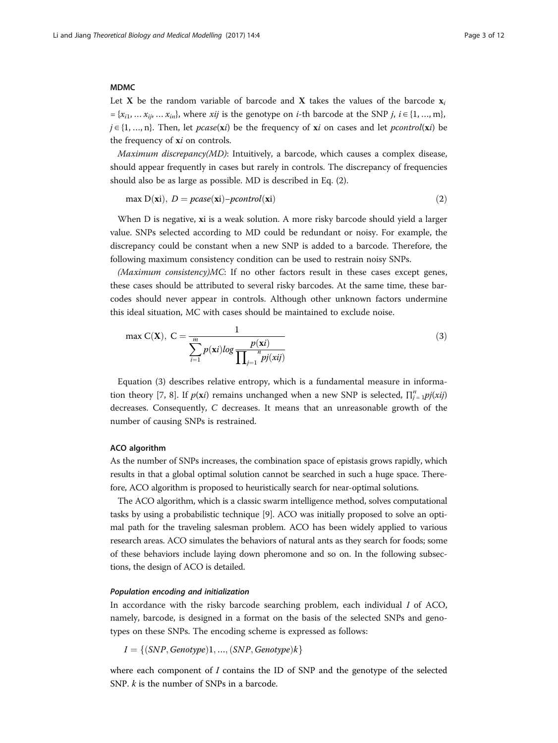### MDMC

Let $\mathbf{X}$ be the random variable of barcode and $\mathbf{X}$ takes the values of the barcode $\mathbf{x}_i = \{x_{i1}, \dots x_{ij}, \dots x_{in}\}$, where $xij$ is the genotype on $i$-th barcode at the SNP $j$, $i \in \{1, \dots, m\}$, $j \in \{1, \dots, n\}$. Then, let $pcase(\mathbf{x}i)$ be the frequency of $\mathbf{x}i$ on cases and let $pcontrol(\mathbf{x}i)$ be the frequency of $\mathbf{x}i$ on controls.

*Maximum discrepancy(MD)*: Intuitively, a barcode, which causes a complex disease, should appear frequently in cases but rarely in controls. The discrepancy of frequencies should also be as large as possible. MD is described in Eq. (2).

$$\max \mathrm{D}(\mathbf{x}\mathrm{i}),\ D = pcase(\mathbf{x}\mathrm{i}) - pcontrol(\mathbf{x}\mathrm{i}) \tag{2}$$

When D is negative, $\mathbf{x}$i is a weak solution. A more risky barcode should yield a larger value. SNPs selected according to MD could be redundant or noisy. For example, the discrepancy could be constant when a new SNP is added to a barcode. Therefore, the following maximum consistency condition can be used to restrain noisy SNPs.

*(Maximum consistency)MC*: If no other factors result in these cases except genes, these cases should be attributed to several risky barcodes. At the same time, these barcodes should never appear in controls. Although other unknown factors undermine this ideal situation, MC with cases should be maintained to exclude noise.

$$\max \mathrm{C}(\mathbf{X}),\ \mathrm{C} = \frac{1}{\sum_{i=1}^{m} p(\mathbf{x}i) log \frac{p(\mathbf{x}i)}{\prod_{j=1}^{n} pj(xij)}} \tag{3}$$

Equation (3) describes relative entropy, which is a fundamental measure in information theory [7, 8]. If $p(\mathbf{x}i)$ remains unchanged when a new SNP is selected, $\prod_{j=1}^{n} pj(xij)$ decreases. Consequently, $C$ decreases. It means that an unreasonable growth of the number of causing SNPs is restrained.

### ACO algorithm

As the number of SNPs increases, the combination space of epistasis grows rapidly, which results in that a global optimal solution cannot be searched in such a huge space. Therefore, ACO algorithm is proposed to heuristically search for near-optimal solutions.

The ACO algorithm, which is a classic swarm intelligence method, solves computational tasks by using a probabilistic technique [9]. ACO was initially proposed to solve an optimal path for the traveling salesman problem. ACO has been widely applied to various research areas. ACO simulates the behaviors of natural ants as they search for foods; some of these behaviors include laying down pheromone and so on. In the following subsections, the design of ACO is detailed.

#### *Population encoding and initialization*

In accordance with the risky barcode searching problem, each individual $I$ of ACO, namely, barcode, is designed in a format on the basis of the selected SNPs and genotypes on these SNPs. The encoding scheme is expressed as follows:

$$I = \{(SNP, Genotype)1, \dots, (SNP, Genotype)k\}$$

where each component of $I$ contains the ID of SNP and the genotype of the selected SNP. $k$ is the number of SNPs in a barcode.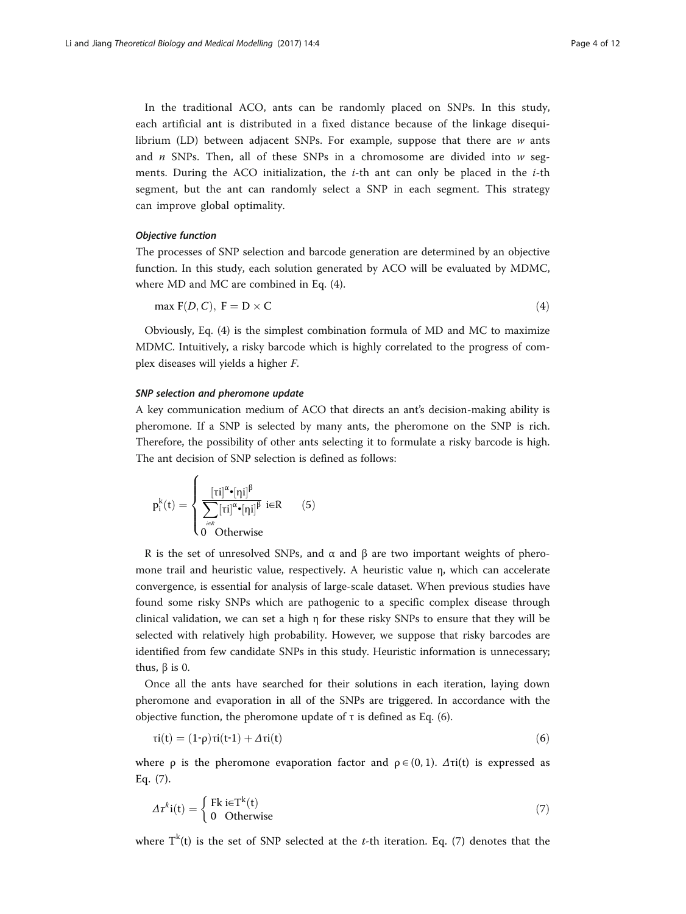In the traditional ACO, ants can be randomly placed on SNPs. In this study, each artificial ant is distributed in a fixed distance because of the linkage disequilibrium (LD) between adjacent SNPs. For example, suppose that there are $w$ ants and $n$ SNPs. Then, all of these SNPs in a chromosome are divided into $w$ segments. During the ACO initialization, the $i$-th ant can only be placed in the $i$-th segment, but the ant can randomly select a SNP in each segment. This strategy can improve global optimality.

#### *Objective function*

The processes of SNP selection and barcode generation are determined by an objective function. In this study, each solution generated by ACO will be evaluated by MDMC, where MD and MC are combined in Eq. (4).

$$\max \mathrm{F}(D, C),\ \mathrm{F} = \mathrm{D} \times \mathrm{C} \tag{4}$$

Obviously, Eq. (4) is the simplest combination formula of MD and MC to maximize MDMC. Intuitively, a risky barcode which is highly correlated to the progress of complex diseases will yields a higher $F$.

#### *SNP selection and pheromone update*

A key communication medium of ACO that directs an ant's decision-making ability is pheromone. If a SNP is selected by many ants, the pheromone on the SNP is rich. Therefore, the possibility of other ants selecting it to formulate a risky barcode is high. The ant decision of SNP selection is defined as follows:

$$\mathrm{p}_{\mathrm{i}}^{\mathrm{k}}(\mathrm{t}) = \begin{cases} \dfrac{[\tau \mathrm{i}]^{\alpha} \bullet [\eta \mathrm{i}]^{\beta}}{\sum\limits_{i \in R} [\tau \mathrm{i}]^{\alpha} \bullet [\eta \mathrm{i}]^{\beta}} & \mathrm{i} \in \mathrm{R} \\ 0 & \text{Otherwise} \end{cases} \tag{5}$$

R is the set of unresolved SNPs, and α and β are two important weights of pheromone trail and heuristic value, respectively. A heuristic value η, which can accelerate convergence, is essential for analysis of large-scale dataset. When previous studies have found some risky SNPs which are pathogenic to a specific complex disease through clinical validation, we can set a high η for these risky SNPs to ensure that they will be selected with relatively high probability. However, we suppose that risky barcodes are identified from few candidate SNPs in this study. Heuristic information is unnecessary; thus, β is 0.

Once all the ants have searched for their solutions in each iteration, laying down pheromone and evaporation in all of the SNPs are triggered. In accordance with the objective function, the pheromone update of τ is defined as Eq. (6).

$$\tau \mathrm{i}(\mathrm{t}) = (1\text{-}\rho)\tau \mathrm{i}(\mathrm{t}\text{-}1) + \Delta \tau \mathrm{i}(\mathrm{t}) \tag{6}$$

where ρ is the pheromone evaporation factor and $\rho \in (0, 1)$. $\Delta \tau \mathrm{i}(\mathrm{t})$ is expressed as Eq. (7).

$$\Delta \tau^{k} \mathrm{i}(\mathrm{t}) = \begin{cases} \mathrm{Fk} & \mathrm{i} \in \mathrm{T}^{\mathrm{k}}(\mathrm{t}) \\ 0 & \text{Otherwise} \end{cases} \tag{7}$$

where $\mathrm{T}^{\mathrm{k}}(\mathrm{t})$ is the set of SNP selected at the $t$-th iteration. Eq. (7) denotes that the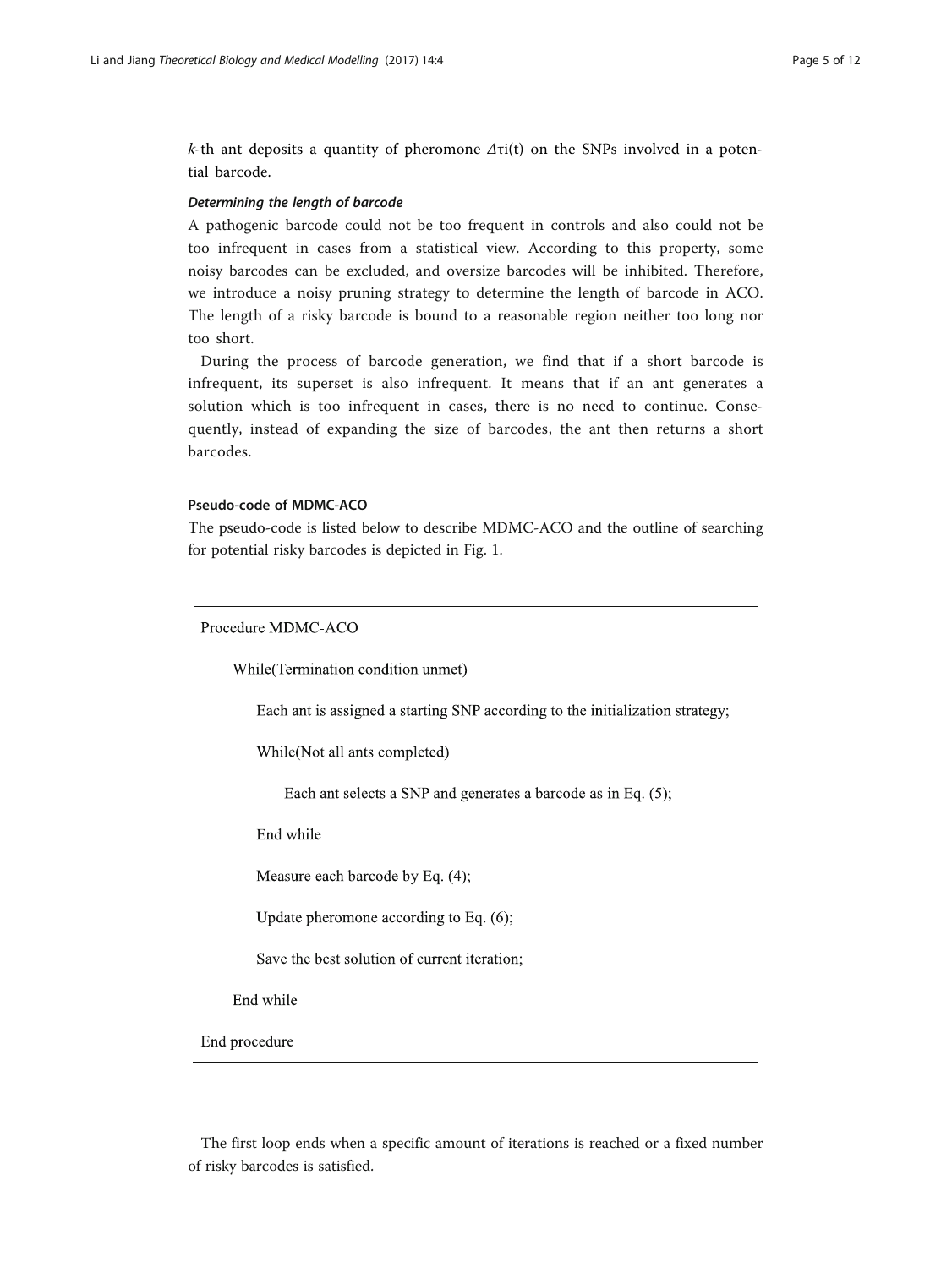*k*-th ant deposits a quantity of pheromone $\Delta\tau i(t)$ on the SNPs involved in a potential barcode.

#### *Determining the length of barcode*

A pathogenic barcode could not be too frequent in controls and also could not be too infrequent in cases from a statistical view. According to this property, some noisy barcodes can be excluded, and oversize barcodes will be inhibited. Therefore, we introduce a noisy pruning strategy to determine the length of barcode in ACO. The length of a risky barcode is bound to a reasonable region neither too long nor too short.

During the process of barcode generation, we find that if a short barcode is infrequent, its superset is also infrequent. It means that if an ant generates a solution which is too infrequent in cases, there is no need to continue. Consequently, instead of expanding the size of barcodes, the ant then returns a short barcodes.

### Pseudo-code of MDMC-ACO

The pseudo-code is listed below to describe MDMC-ACO and the outline of searching for potential risky barcodes is depicted in Fig. 1.

```
Procedure MDMC-ACO
    While(Termination condition unmet)
        Each ant is assigned a starting SNP according to the initialization strategy;
        While(Not all ants completed)
            Each ant selects a SNP and generates a barcode as in Eq. (5);
        End while
        Measure each barcode by Eq. (4);
        Update pheromone according to Eq. (6);
        Save the best solution of current iteration;
    End while
End procedure
```

The first loop ends when a specific amount of iterations is reached or a fixed number of risky barcodes is satisfied.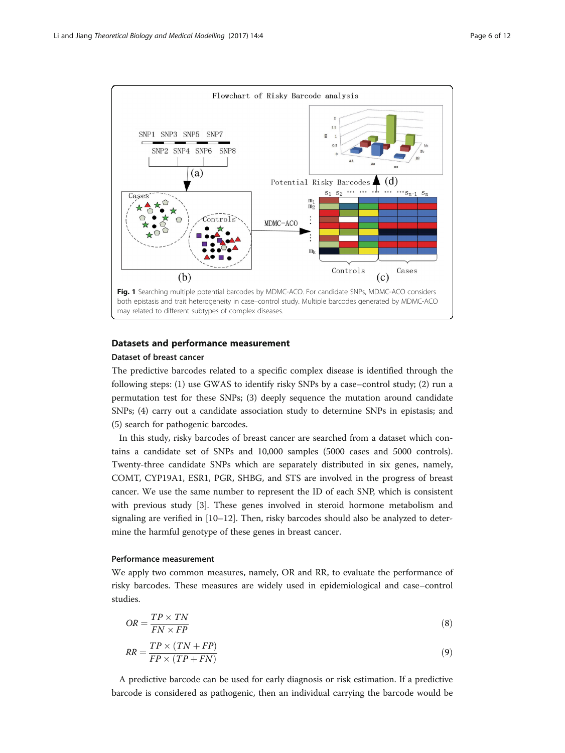Fig. 1 Searching multiple potential barcodes by MDMC-ACO. For candidate SNPs, MDMC-ACO considers both epistasis and trait heterogeneity in case–control study. Multiple barcodes generated by MDMC-ACO may related to different subtypes of complex diseases.

## Datasets and performance measurement

### Dataset of breast cancer

The predictive barcodes related to a specific complex disease is identified through the following steps: (1) use GWAS to identify risky SNPs by a case–control study; (2) run a permutation test for these SNPs; (3) deeply sequence the mutation around candidate SNPs; (4) carry out a candidate association study to determine SNPs in epistasis; and (5) search for pathogenic barcodes.

In this study, risky barcodes of breast cancer are searched from a dataset which contains a candidate set of SNPs and 10,000 samples (5000 cases and 5000 controls). Twenty-three candidate SNPs which are separately distributed in six genes, namely, COMT, CYP19A1, ESR1, PGR, SHBG, and STS are involved in the progress of breast cancer. We use the same number to represent the ID of each SNP, which is consistent with previous study [3]. These genes involved in steroid hormone metabolism and signaling are verified in [10–12]. Then, risky barcodes should also be analyzed to determine the harmful genotype of these genes in breast cancer.

### Performance measurement

We apply two common measures, namely, OR and RR, to evaluate the performance of risky barcodes. These measures are widely used in epidemiological and case–control studies.

$$OR = \frac{TP \times TN}{FN \times FP} \tag{8}$$

$$RR = \frac{TP \times (TN + FP)}{FP \times (TP + FN)} \tag{9}$$

A predictive barcode can be used for early diagnosis or risk estimation. If a predictive barcode is considered as pathogenic, then an individual carrying the barcode would be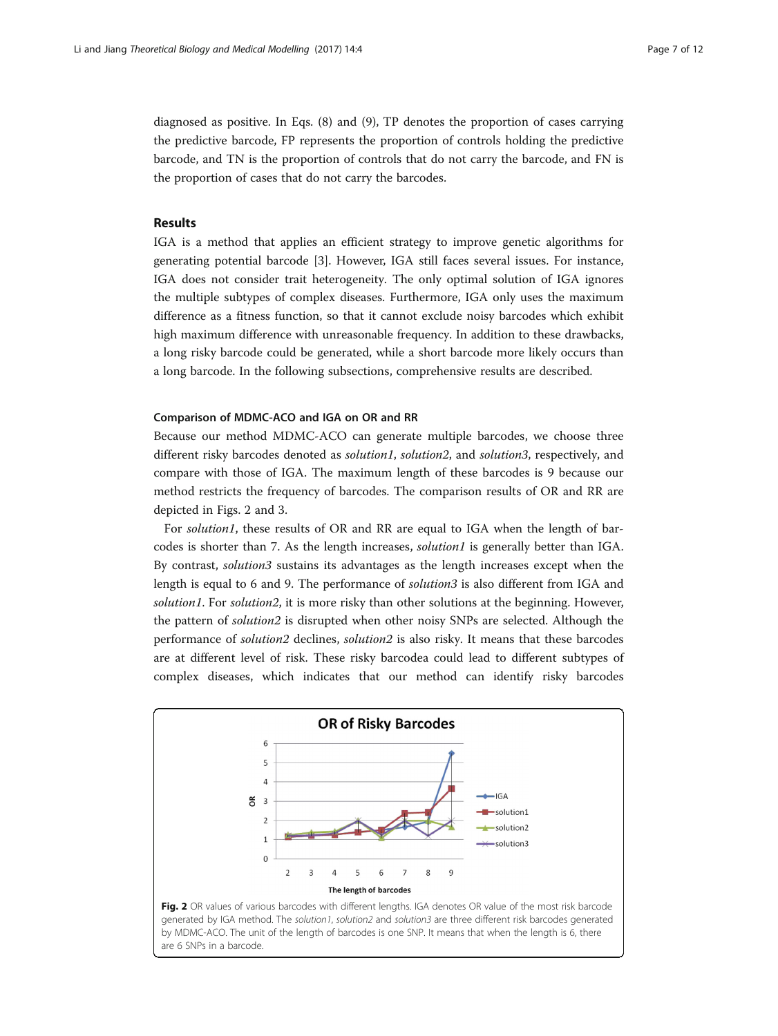diagnosed as positive. In Eqs. (8) and (9), TP denotes the proportion of cases carrying the predictive barcode, FP represents the proportion of controls holding the predictive barcode, and TN is the proportion of controls that do not carry the barcode, and FN is the proportion of cases that do not carry the barcodes.

## Results

IGA is a method that applies an efficient strategy to improve genetic algorithms for generating potential barcode [3]. However, IGA still faces several issues. For instance, IGA does not consider trait heterogeneity. The only optimal solution of IGA ignores the multiple subtypes of complex diseases. Furthermore, IGA only uses the maximum difference as a fitness function, so that it cannot exclude noisy barcodes which exhibit high maximum difference with unreasonable frequency. In addition to these drawbacks, a long risky barcode could be generated, while a short barcode more likely occurs than a long barcode. In the following subsections, comprehensive results are described.

### Comparison of MDMC-ACO and IGA on OR and RR

Because our method MDMC-ACO can generate multiple barcodes, we choose three different risky barcodes denoted as *solution1*, *solution2*, and *solution3*, respectively, and compare with those of IGA. The maximum length of these barcodes is 9 because our method restricts the frequency of barcodes. The comparison results of OR and RR are depicted in Figs. 2 and 3.

For *solution1*, these results of OR and RR are equal to IGA when the length of barcodes is shorter than 7. As the length increases, *solution1* is generally better than IGA. By contrast, *solution3* sustains its advantages as the length increases except when the length is equal to 6 and 9. The performance of *solution3* is also different from IGA and *solution1*. For *solution2*, it is more risky than other solutions at the beginning. However, the pattern of *solution2* is disrupted when other noisy SNPs are selected. Although the performance of *solution2* declines, *solution2* is also risky. It means that these barcodes are at different level of risk. These risky barcodea could lead to different subtypes of complex diseases, which indicates that our method can identify risky barcodes

**Fig. 2** OR values of various barcodes with different lengths. IGA denotes OR value of the most risk barcode generated by IGA method. The *solution1*, *solution2* and *solution3* are three different risk barcodes generated by MDMC-ACO. The unit of the length of barcodes is one SNP. It means that when the length is 6, there are 6 SNPs in a barcode.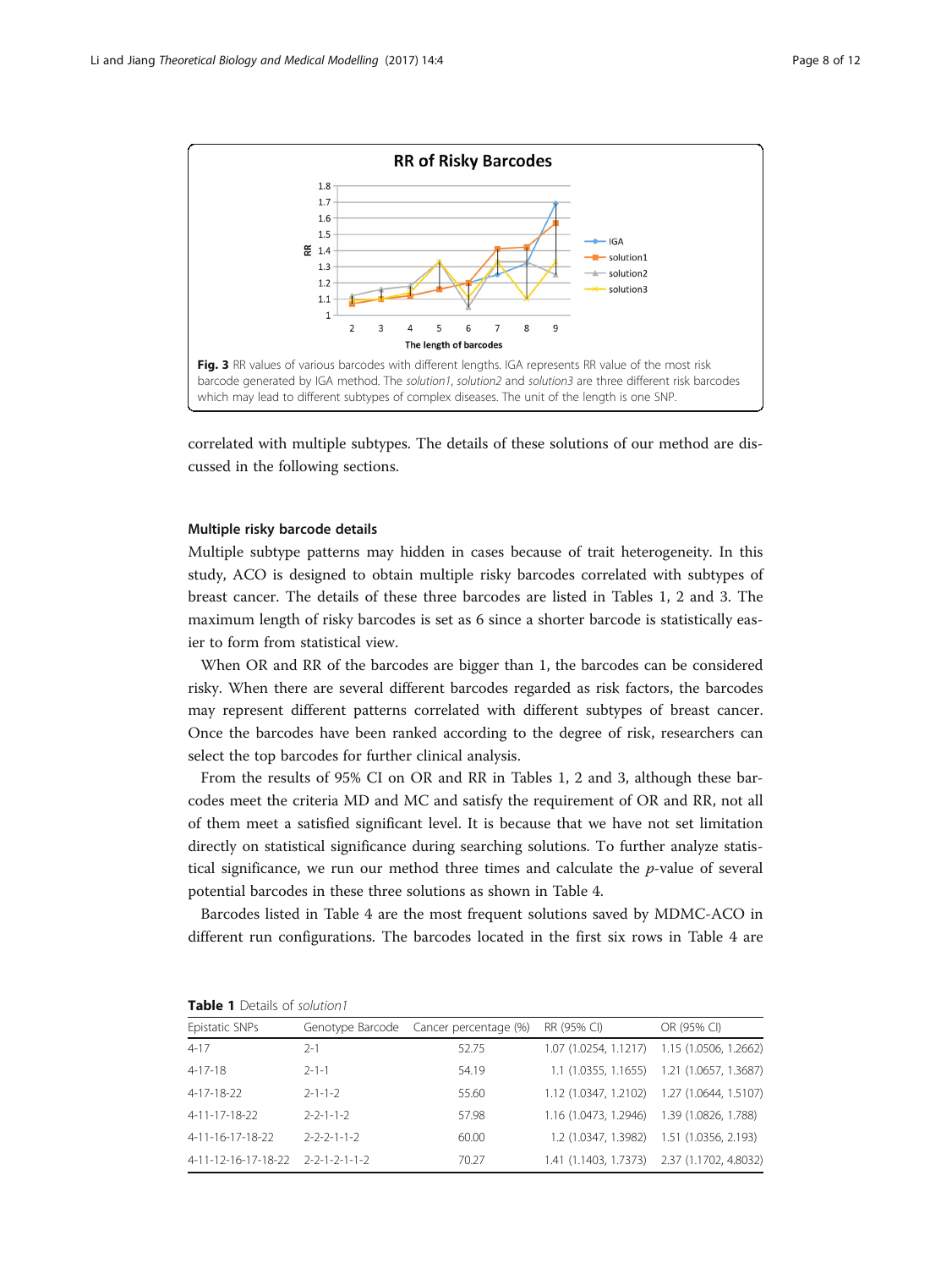Fig. 3 RR values of various barcodes with different lengths. IGA represents RR value of the most risk barcode generated by IGA method. The *solution1*, *solution2* and *solution3* are three different risk barcodes which may lead to different subtypes of complex diseases. The unit of the length is one SNP.

correlated with multiple subtypes. The details of these solutions of our method are discussed in the following sections.

### Multiple risky barcode details

Multiple subtype patterns may hidden in cases because of trait heterogeneity. In this study, ACO is designed to obtain multiple risky barcodes correlated with subtypes of breast cancer. The details of these three barcodes are listed in Tables 1, 2 and 3. The maximum length of risky barcodes is set as 6 since a shorter barcode is statistically easier to form from statistical view.

When OR and RR of the barcodes are bigger than 1, the barcodes can be considered risky. When there are several different barcodes regarded as risk factors, the barcodes may represent different patterns correlated with different subtypes of breast cancer. Once the barcodes have been ranked according to the degree of risk, researchers can select the top barcodes for further clinical analysis.

From the results of 95% CI on OR and RR in Tables 1, 2 and 3, although these barcodes meet the criteria MD and MC and satisfy the requirement of OR and RR, not all of them meet a satisfied significant level. It is because that we have not set limitation directly on statistical significance during searching solutions. To further analyze statistical significance, we run our method three times and calculate the *p*-value of several potential barcodes in these three solutions as shown in Table 4.

Barcodes listed in Table 4 are the most frequent solutions saved by MDMC-ACO in different run configurations. The barcodes located in the first six rows in Table 4 are

**Table 1** Details of *solution1*

| Epistatic SNPs | Genotype Barcode | Cancer percentage (%) | RR (95% CI) | OR (95% CI) |
|---|---|---|---|---|
| 4-17 | 2-1 | 52.75 | 1.07 (1.0254, 1.1217) | 1.15 (1.0506, 1.2662) |
| 4-17-18 | 2-1-1 | 54.19 | 1.1 (1.0355, 1.1655) | 1.21 (1.0657, 1.3687) |
| 4-17-18-22 | 2-1-1-2 | 55.60 | 1.12 (1.0347, 1.2102) | 1.27 (1.0644, 1.5107) |
| 4-11-17-18-22 | 2-2-1-1-2 | 57.98 | 1.16 (1.0473, 1.2946) | 1.39 (1.0826, 1.788) |
| 4-11-16-17-18-22 | 2-2-2-1-1-2 | 60.00 | 1.2 (1.0347, 1.3982) | 1.51 (1.0356, 2.193) |
| 4-11-12-16-17-18-22 | 2-2-1-2-1-1-2 | 70.27 | 1.41 (1.1403, 1.7373) | 2.37 (1.1702, 4.8032) |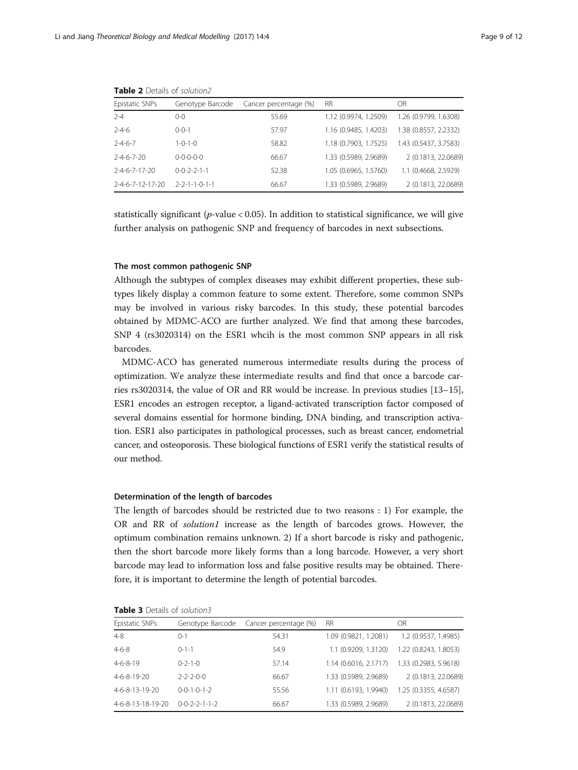**Table 2** Details of *solution2*

| Epistatic SNPs | Genotype Barcode | Cancer percentage (%) | RR | OR |
|---|---|---|---|---|
| 2-4 | 0-0 | 55.69 | 1.12 (0.9974, 1.2509) | 1.26 (0.9799, 1.6308) |
| 2-4-6 | 0-0-1 | 57.97 | 1.16 (0.9485, 1.4203) | 1.38 (0.8557, 2.2332) |
| 2-4-6-7 | 1-0-1-0 | 58.82 | 1.18 (0.7903, 1.7525) | 1.43 (0.5437, 3.7583) |
| 2-4-6-7-20 | 0-0-0-0-0 | 66.67 | 1.33 (0.5989, 2.9689) | 2 (0.1813, 22.0689) |
| 2-4-6-7-17-20 | 0-0-2-2-1-1 | 52.38 | 1.05 (0.6965, 1.5760) | 1.1 (0.4668, 2.5929) |
| 2-4-6-7-12-17-20 | 2-2-1-1-0-1-1 | 66.67 | 1.33 (0.5989, 2.9689) | 2 (0.1813, 22.0689) |

statistically significant ($p$-value < 0.05). In addition to statistical significance, we will give further analysis on pathogenic SNP and frequency of barcodes in next subsections.

### The most common pathogenic SNP

Although the subtypes of complex diseases may exhibit different properties, these subtypes likely display a common feature to some extent. Therefore, some common SNPs may be involved in various risky barcodes. In this study, these potential barcodes obtained by MDMC-ACO are further analyzed. We find that among these barcodes, SNP 4 (rs3020314) on the ESR1 whcih is the most common SNP appears in all risk barcodes.

MDMC-ACO has generated numerous intermediate results during the process of optimization. We analyze these intermediate results and find that once a barcode carries rs3020314, the value of OR and RR would be increase. In previous studies [13–15], ESR1 encodes an estrogen receptor, a ligand-activated transcription factor composed of several domains essential for hormone binding, DNA binding, and transcription activation. ESR1 also participates in pathological processes, such as breast cancer, endometrial cancer, and osteoporosis. These biological functions of ESR1 verify the statistical results of our method.

### Determination of the length of barcodes

The length of barcodes should be restricted due to two reasons : 1) For example, the OR and RR of *solution1* increase as the length of barcodes grows. However, the optimum combination remains unknown. 2) If a short barcode is risky and pathogenic, then the short barcode more likely forms than a long barcode. However, a very short barcode may lead to information loss and false positive results may be obtained. Therefore, it is important to determine the length of potential barcodes.

**Table 3** Details of *solution3*

| Epistatic SNPs | Genotype Barcode | Cancer percentage (%) | RR | OR |
|---|---|---|---|---|
| 4-8 | 0-1 | 54.31 | 1.09 (0.9821, 1.2081) | 1.2 (0.9537, 1.4985) |
| 4-6-8 | 0-1-1 | 54.9 | 1.1 (0.9209, 1.3120) | 1.22 (0.8243, 1.8053) |
| 4-6-8-19 | 0-2-1-0 | 57.14 | 1.14 (0.6016, 2.1717) | 1.33 (0.2983, 5.9618) |
| 4-6-8-19-20 | 2-2-2-0-0 | 66.67 | 1.33 (0.5989, 2.9689) | 2 (0.1813, 22.0689) |
| 4-6-8-13-19-20 | 0-0-1-0-1-2 | 55.56 | 1.11 (0.6193, 1.9940) | 1.25 (0.3355, 4.6587) |
| 4-6-8-13-18-19-20 | 0-0-2-2-1-1-2 | 66.67 | 1.33 (0.5989, 2.9689) | 2 (0.1813, 22.0689) |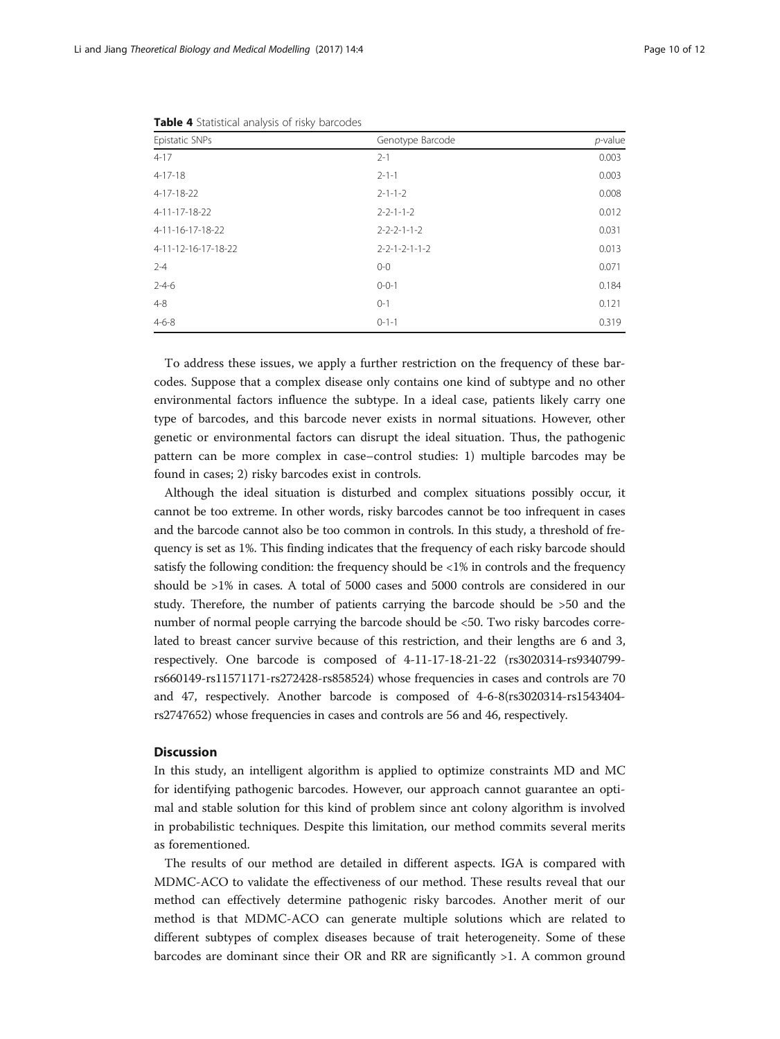**Table 4** Statistical analysis of risky barcodes

| Epistatic SNPs | Genotype Barcode | *p*-value |
|---|---|---|
| 4-17 | 2-1 | 0.003 |
| 4-17-18 | 2-1-1 | 0.003 |
| 4-17-18-22 | 2-1-1-2 | 0.008 |
| 4-11-17-18-22 | 2-2-1-1-2 | 0.012 |
| 4-11-16-17-18-22 | 2-2-2-1-1-2 | 0.031 |
| 4-11-12-16-17-18-22 | 2-2-1-2-1-1-2 | 0.013 |
| 2-4 | 0-0 | 0.071 |
| 2-4-6 | 0-0-1 | 0.184 |
| 4-8 | 0-1 | 0.121 |
| 4-6-8 | 0-1-1 | 0.319 |

To address these issues, we apply a further restriction on the frequency of these barcodes. Suppose that a complex disease only contains one kind of subtype and no other environmental factors influence the subtype. In a ideal case, patients likely carry one type of barcodes, and this barcode never exists in normal situations. However, other genetic or environmental factors can disrupt the ideal situation. Thus, the pathogenic pattern can be more complex in case–control studies: 1) multiple barcodes may be found in cases; 2) risky barcodes exist in controls.

Although the ideal situation is disturbed and complex situations possibly occur, it cannot be too extreme. In other words, risky barcodes cannot be too infrequent in cases and the barcode cannot also be too common in controls. In this study, a threshold of frequency is set as 1%. This finding indicates that the frequency of each risky barcode should satisfy the following condition: the frequency should be <1% in controls and the frequency should be >1% in cases. A total of 5000 cases and 5000 controls are considered in our study. Therefore, the number of patients carrying the barcode should be >50 and the number of normal people carrying the barcode should be <50. Two risky barcodes correlated to breast cancer survive because of this restriction, and their lengths are 6 and 3, respectively. One barcode is composed of 4-11-17-18-21-22 (rs3020314-rs9340799-rs660149-rs11571171-rs272428-rs858524) whose frequencies in cases and controls are 70 and 47, respectively. Another barcode is composed of 4-6-8(rs3020314-rs1543404-rs2747652) whose frequencies in cases and controls are 56 and 46, respectively.

## Discussion

In this study, an intelligent algorithm is applied to optimize constraints MD and MC for identifying pathogenic barcodes. However, our approach cannot guarantee an optimal and stable solution for this kind of problem since ant colony algorithm is involved in probabilistic techniques. Despite this limitation, our method commits several merits as forementioned.

The results of our method are detailed in different aspects. IGA is compared with MDMC-ACO to validate the effectiveness of our method. These results reveal that our method can effectively determine pathogenic risky barcodes. Another merit of our method is that MDMC-ACO can generate multiple solutions which are related to different subtypes of complex diseases because of trait heterogeneity. Some of these barcodes are dominant since their OR and RR are significantly >1. A common ground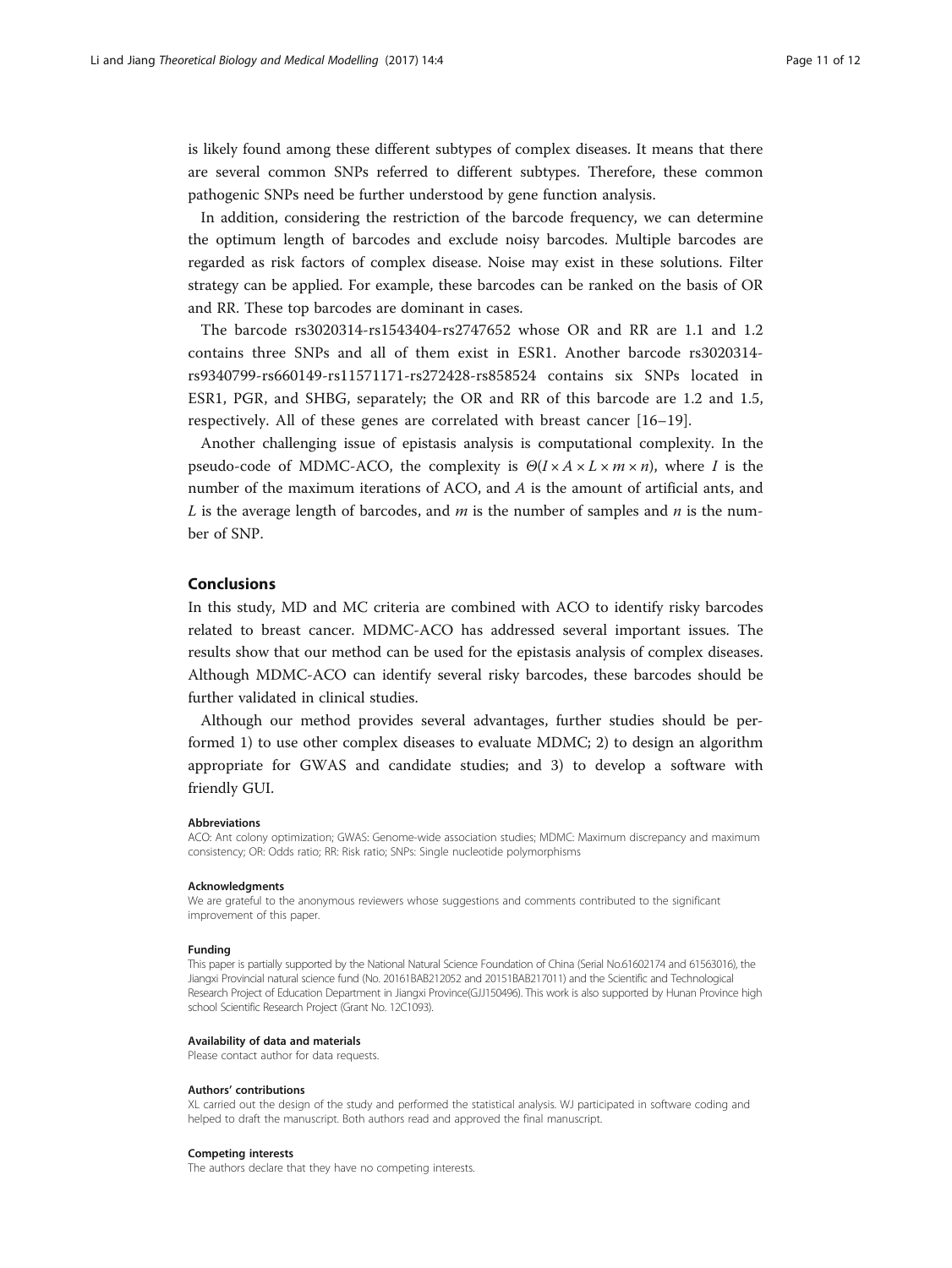is likely found among these different subtypes of complex diseases. It means that there are several common SNPs referred to different subtypes. Therefore, these common pathogenic SNPs need be further understood by gene function analysis.

In addition, considering the restriction of the barcode frequency, we can determine the optimum length of barcodes and exclude noisy barcodes. Multiple barcodes are regarded as risk factors of complex disease. Noise may exist in these solutions. Filter strategy can be applied. For example, these barcodes can be ranked on the basis of OR and RR. These top barcodes are dominant in cases.

The barcode rs3020314-rs1543404-rs2747652 whose OR and RR are 1.1 and 1.2 contains three SNPs and all of them exist in ESR1. Another barcode rs3020314-rs9340799-rs660149-rs11571171-rs272428-rs858524 contains six SNPs located in ESR1, PGR, and SHBG, separately; the OR and RR of this barcode are 1.2 and 1.5, respectively. All of these genes are correlated with breast cancer [16–19].

Another challenging issue of epistasis analysis is computational complexity. In the pseudo-code of MDMC-ACO, the complexity is $\Theta(I \times A \times L \times m \times n)$, where $I$ is the number of the maximum iterations of ACO, and $A$ is the amount of artificial ants, and $L$ is the average length of barcodes, and $m$ is the number of samples and $n$ is the number of SNP.

## Conclusions

In this study, MD and MC criteria are combined with ACO to identify risky barcodes related to breast cancer. MDMC-ACO has addressed several important issues. The results show that our method can be used for the epistasis analysis of complex diseases. Although MDMC-ACO can identify several risky barcodes, these barcodes should be further validated in clinical studies.

Although our method provides several advantages, further studies should be performed 1) to use other complex diseases to evaluate MDMC; 2) to design an algorithm appropriate for GWAS and candidate studies; and 3) to develop a software with friendly GUI.

#### Abbreviations

ACO: Ant colony optimization; GWAS: Genome-wide association studies; MDMC: Maximum discrepancy and maximum consistency; OR: Odds ratio; RR: Risk ratio; SNPs: Single nucleotide polymorphisms

#### Acknowledgments

We are grateful to the anonymous reviewers whose suggestions and comments contributed to the significant improvement of this paper.

#### Funding

This paper is partially supported by the National Natural Science Foundation of China (Serial No.61602174 and 61563016), the Jiangxi Provincial natural science fund (No. 20161BAB212052 and 20151BAB217011) and the Scientific and Technological Research Project of Education Department in Jiangxi Province(GJJ150496). This work is also supported by Hunan Province high school Scientific Research Project (Grant No. 12C1093).

#### Availability of data and materials

Please contact author for data requests.

#### Authors' contributions

XL carried out the design of the study and performed the statistical analysis. WJ participated in software coding and helped to draft the manuscript. Both authors read and approved the final manuscript.

#### Competing interests

The authors declare that they have no competing interests.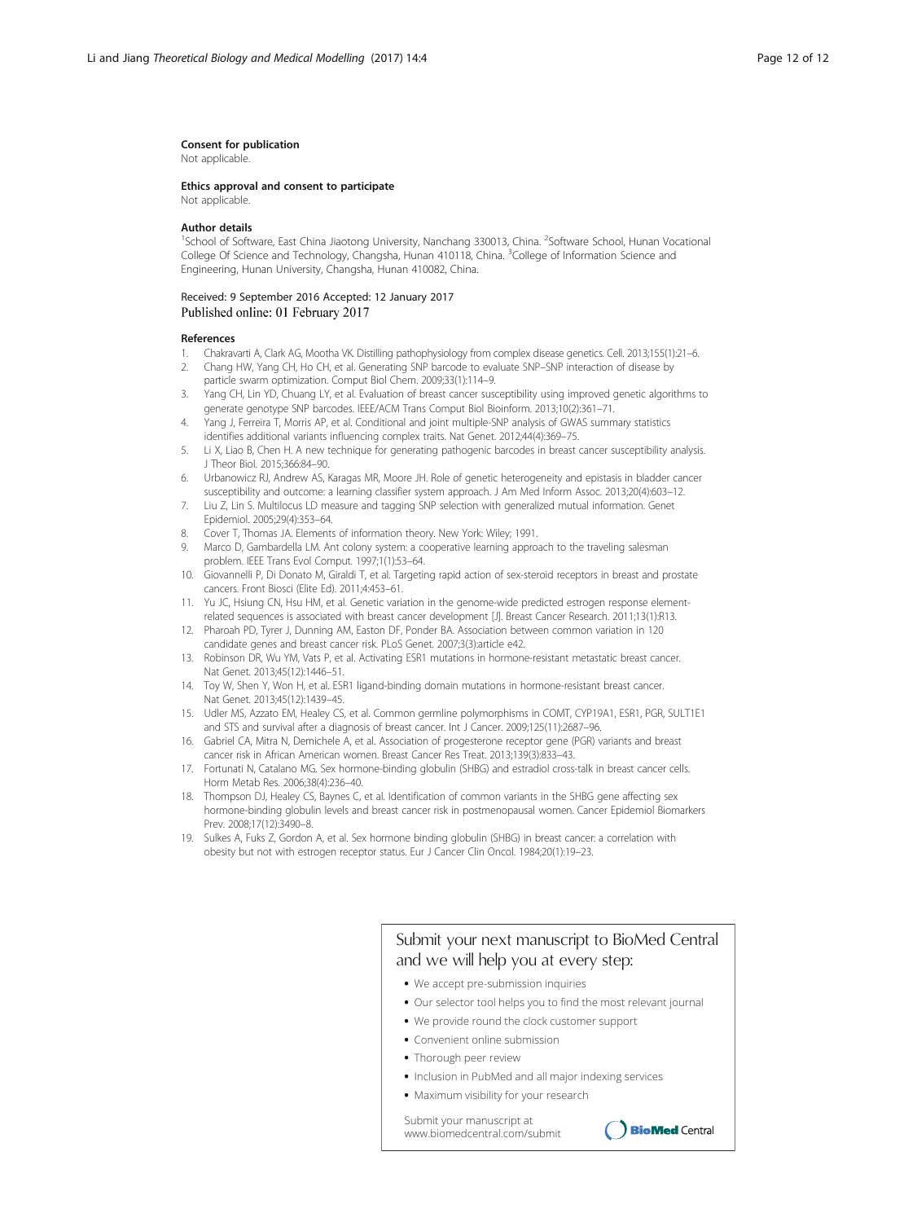#### Consent for publication
Not applicable.

#### Ethics approval and consent to participate
Not applicable.

#### Author details
[1]School of Software, East China Jiaotong University, Nanchang 330013, China. [2]Software School, Hunan Vocational College Of Science and Technology, Changsha, Hunan 410118, China. [3]College of Information Science and Engineering, Hunan University, Changsha, Hunan 410082, China.

Received: 9 September 2016 Accepted: 12 January 2017
Published online: 01 February 2017

#### References

1. Chakravarti A, Clark AG, Mootha VK. Distilling pathophysiology from complex disease genetics. Cell. 2013;155(1):21–6.
2. Chang HW, Yang CH, Ho CH, et al. Generating SNP barcode to evaluate SNP–SNP interaction of disease by particle swarm optimization. Comput Biol Chem. 2009;33(1):114–9.
3. Yang CH, Lin YD, Chuang LY, et al. Evaluation of breast cancer susceptibility using improved genetic algorithms to generate genotype SNP barcodes. IEEE/ACM Trans Comput Biol Bioinform. 2013;10(2):361–71.
4. Yang J, Ferreira T, Morris AP, et al. Conditional and joint multiple-SNP analysis of GWAS summary statistics identifies additional variants influencing complex traits. Nat Genet. 2012;44(4):369–75.
5. Li X, Liao B, Chen H. A new technique for generating pathogenic barcodes in breast cancer susceptibility analysis. J Theor Biol. 2015;366:84–90.
6. Urbanowicz RJ, Andrew AS, Karagas MR, Moore JH. Role of genetic heterogeneity and epistasis in bladder cancer susceptibility and outcome: a learning classifier system approach. J Am Med Inform Assoc. 2013;20(4):603–12.
7. Liu Z, Lin S. Multilocus LD measure and tagging SNP selection with generalized mutual information. Genet Epidemiol. 2005;29(4):353–64.
8. Cover T, Thomas JA. Elements of information theory. New York: Wiley; 1991.
9. Marco D, Gambardella LM. Ant colony system: a cooperative learning approach to the traveling salesman problem. IEEE Trans Evol Comput. 1997;1(1):53–64.
10. Giovannelli P, Di Donato M, Giraldi T, et al. Targeting rapid action of sex-steroid receptors in breast and prostate cancers. Front Biosci (Elite Ed). 2011;4:453–61.
11. Yu JC, Hsiung CN, Hsu HM, et al. Genetic variation in the genome-wide predicted estrogen response element-related sequences is associated with breast cancer development [J]. Breast Cancer Research. 2011;13(1):R13.
12. Pharoah PD, Tyrer J, Dunning AM, Easton DF, Ponder BA. Association between common variation in 120 candidate genes and breast cancer risk. PLoS Genet. 2007;3(3):article e42.
13. Robinson DR, Wu YM, Vats P, et al. Activating ESR1 mutations in hormone-resistant metastatic breast cancer. Nat Genet. 2013;45(12):1446–51.
14. Toy W, Shen Y, Won H, et al. ESR1 ligand-binding domain mutations in hormone-resistant breast cancer. Nat Genet. 2013;45(12):1439–45.
15. Udler MS, Azzato EM, Healey CS, et al. Common germline polymorphisms in COMT, CYP19A1, ESR1, PGR, SULT1E1 and STS and survival after a diagnosis of breast cancer. Int J Cancer. 2009;125(11):2687–96.
16. Gabriel CA, Mitra N, Demichele A, et al. Association of progesterone receptor gene (PGR) variants and breast cancer risk in African American women. Breast Cancer Res Treat. 2013;139(3):833–43.
17. Fortunati N, Catalano MG. Sex hormone-binding globulin (SHBG) and estradiol cross-talk in breast cancer cells. Horm Metab Res. 2006;38(4):236–40.
18. Thompson DJ, Healey CS, Baynes C, et al. Identification of common variants in the SHBG gene affecting sex hormone-binding globulin levels and breast cancer risk in postmenopausal women. Cancer Epidemiol Biomarkers Prev. 2008;17(12):3490–8.
19. Sulkes A, Fuks Z, Gordon A, et al. Sex hormone binding globulin (SHBG) in breast cancer: a correlation with obesity but not with estrogen receptor status. Eur J Cancer Clin Oncol. 1984;20(1):19–23.

Submit your next manuscript to BioMed Central and we will help you at every step:

- We accept pre-submission inquiries
- Our selector tool helps you to find the most relevant journal
- We provide round the clock customer support
- Convenient online submission
- Thorough peer review
- Inclusion in PubMed and all major indexing services
- Maximum visibility for your research

Submit your manuscript at
www.biomedcentral.com/submit

BioMed Central